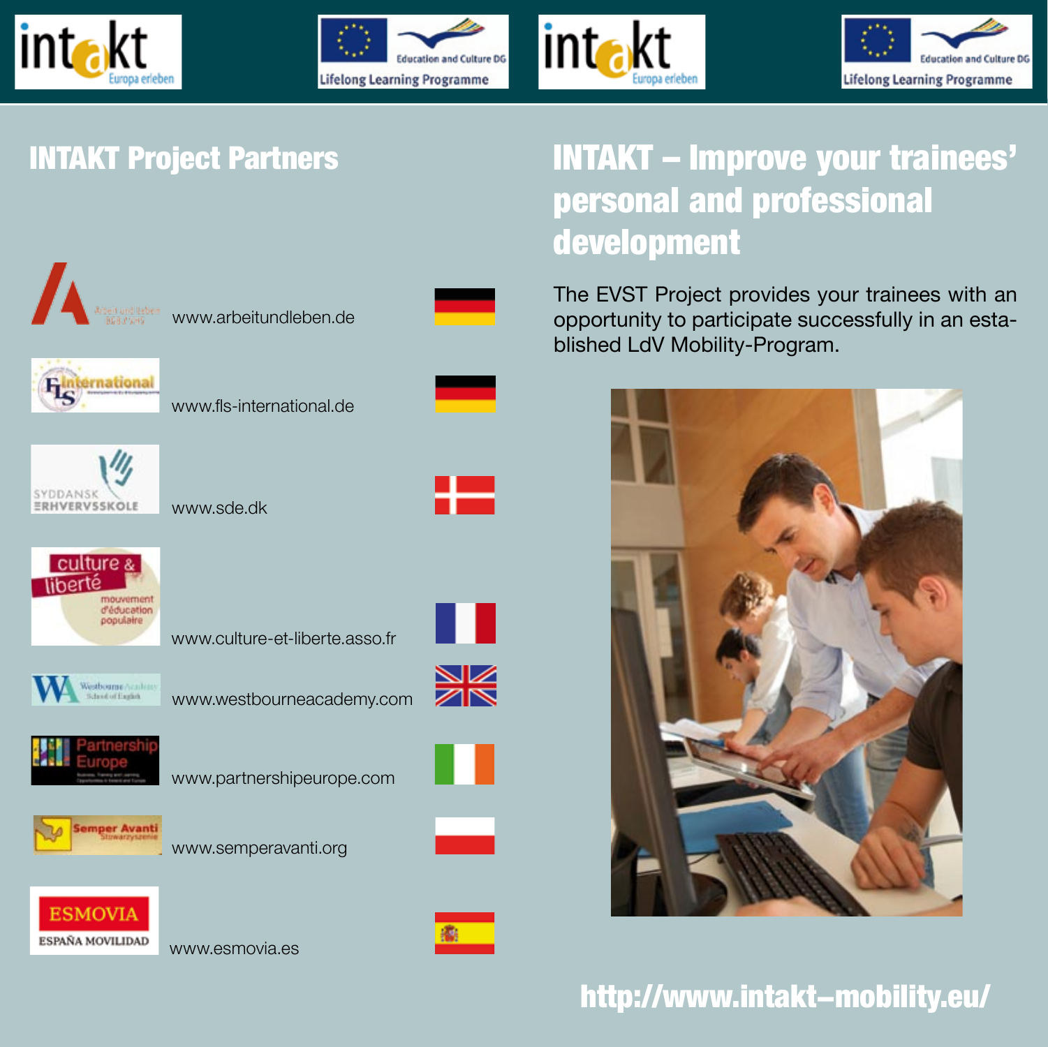## INTAKT Project Partners

www.arbeitundleben.de

www.fls-international.de

www.sde.dk

www.culture-et-liberte.asso.fr

www.westbourneacademy.com

www.partnershipeurope.com

www.semperavanti.org

www.esmovia.es

## INTAKT – Improve your trainees' personal and professional development

The EVST Project provides your trainees with an opportunity to participate successfully in an established LdV Mobility-Program.

**http://www.intakt-mobility.eu/**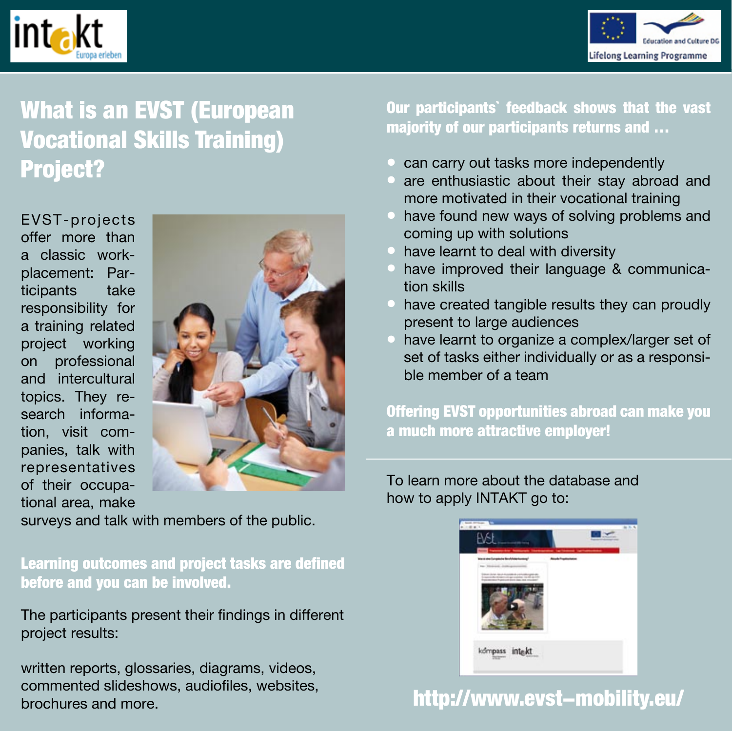# What is an EVST (European Vocational Skills Training) Project?

EVST-projects offer more than a classic work-placement: Participants take responsibility for a training related project working on professional and intercultural topics. They research information, visit companies, talk with representatives of their occupational area, make surveys and talk with members of the public.

**Learning outcomes and project tasks are defined before and you can be involved.**

The participants present their findings in different project results:

written reports, glossaries, diagrams, videos, commented slideshows, audiofiles, websites, brochures and more.

**Our participants` feedback shows that the vast majority of our participants returns and …**

- can carry out tasks more independently
- are enthusiastic about their stay abroad and more motivated in their vocational training
- have found new ways of solving problems and coming up with solutions
- have learnt to deal with diversity
- have improved their language & communication skills
- have created tangible results they can proudly present to large audiences
- have learnt to organize a complex/larger set of set of tasks either individually or as a responsible member of a team

**Offering EVST opportunities abroad can make you a much more attractive employer!**

---

To learn more about the database and how to apply INTAKT go to:

**http://www.evst–mobility.eu/**